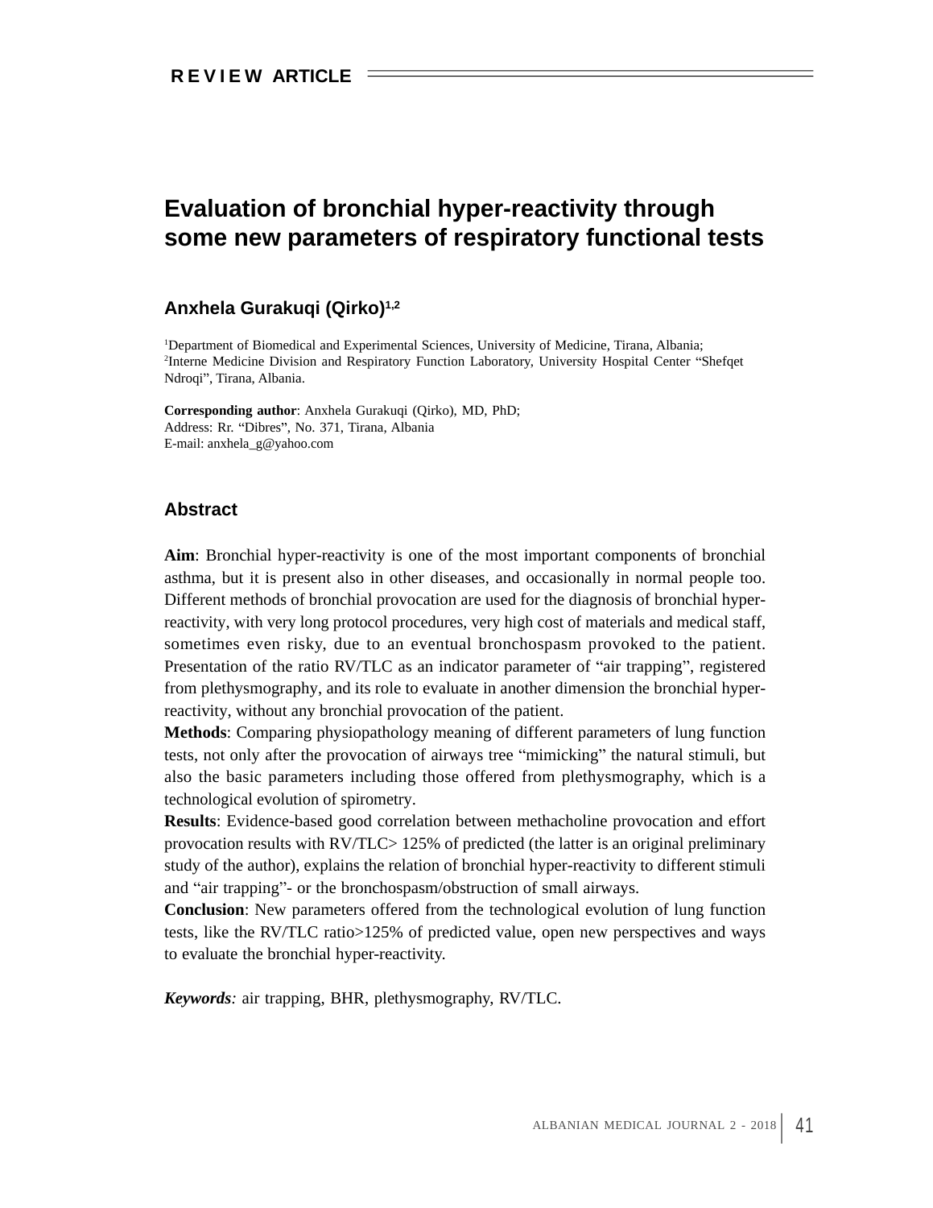REVIEW ARTICLE

# Evaluation of bronchial hyper-reactivity through some new parameters of respiratory functional tests

**Anxhela Gurakuqi (Qirko)[1,2]**

[1]Department of Biomedical and Experimental Sciences, University of Medicine, Tirana, Albania;
[2]Interne Medicine Division and Respiratory Function Laboratory, University Hospital Center "Shefqet Ndroqi", Tirana, Albania.

**Corresponding author**: Anxhela Gurakuqi (Qirko), MD, PhD;
Address: Rr. "Dibres", No. 371, Tirana, Albania
E-mail: anxhela_g@yahoo.com

## Abstract

**Aim**: Bronchial hyper-reactivity is one of the most important components of bronchial asthma, but it is present also in other diseases, and occasionally in normal people too. Different methods of bronchial provocation are used for the diagnosis of bronchial hyper-reactivity, with very long protocol procedures, very high cost of materials and medical staff, sometimes even risky, due to an eventual bronchospasm provoked to the patient. Presentation of the ratio RV/TLC as an indicator parameter of "air trapping", registered from plethysmography, and its role to evaluate in another dimension the bronchial hyper-reactivity, without any bronchial provocation of the patient.

**Methods**: Comparing physiopathology meaning of different parameters of lung function tests, not only after the provocation of airways tree "mimicking" the natural stimuli, but also the basic parameters including those offered from plethysmography, which is a technological evolution of spirometry.

**Results**: Evidence-based good correlation between methacholine provocation and effort provocation results with RV/TLC> 125% of predicted (the latter is an original preliminary study of the author), explains the relation of bronchial hyper-reactivity to different stimuli and "air trapping"- or the bronchospasm/obstruction of small airways.

**Conclusion**: New parameters offered from the technological evolution of lung function tests, like the RV/TLC ratio>125% of predicted value, open new perspectives and ways to evaluate the bronchial hyper-reactivity.

***Keywords**:* air trapping, BHR, plethysmography, RV/TLC.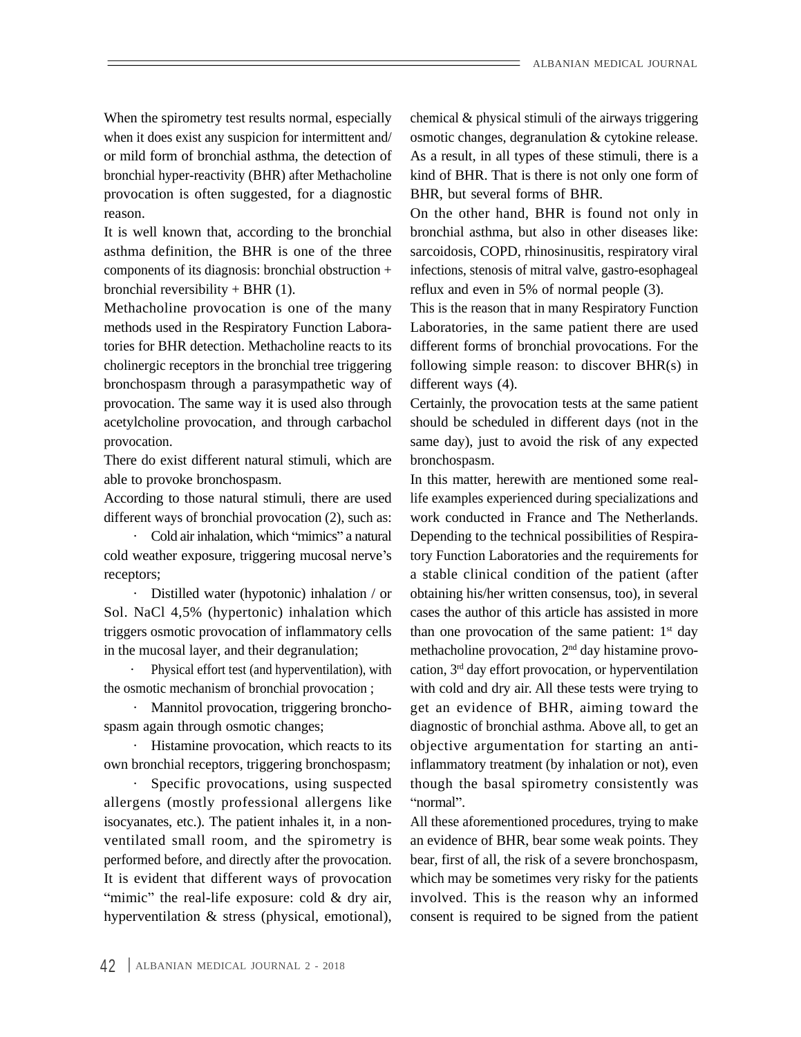When the spirometry test results normal, especially when it does exist any suspicion for intermittent and/ or mild form of bronchial asthma, the detection of bronchial hyper-reactivity (BHR) after Methacholine provocation is often suggested, for a diagnostic reason.

It is well known that, according to the bronchial asthma definition, the BHR is one of the three components of its diagnosis: bronchial obstruction + bronchial reversibility + BHR (1).

Methacholine provocation is one of the many methods used in the Respiratory Function Laboratories for BHR detection. Methacholine reacts to its cholinergic receptors in the bronchial tree triggering bronchospasm through a parasympathetic way of provocation. The same way it is used also through acetylcholine provocation, and through carbachol provocation.

There do exist different natural stimuli, which are able to provoke bronchospasm.

According to those natural stimuli, there are used different ways of bronchial provocation (2), such as:

- Cold air inhalation, which "mimics" a natural cold weather exposure, triggering mucosal nerve's receptors;
- Distilled water (hypotonic) inhalation / or Sol. NaCl 4,5% (hypertonic) inhalation which triggers osmotic provocation of inflammatory cells in the mucosal layer, and their degranulation;
- Physical effort test (and hyperventilation), with the osmotic mechanism of bronchial provocation ;
- Mannitol provocation, triggering bronchospasm again through osmotic changes;
- Histamine provocation, which reacts to its own bronchial receptors, triggering bronchospasm;
- Specific provocations, using suspected allergens (mostly professional allergens like isocyanates, etc.). The patient inhales it, in a non-ventilated small room, and the spirometry is performed before, and directly after the provocation.

It is evident that different ways of provocation "mimic" the real-life exposure: cold & dry air, hyperventilation & stress (physical, emotional), chemical & physical stimuli of the airways triggering osmotic changes, degranulation & cytokine release. As a result, in all types of these stimuli, there is a kind of BHR. That is there is not only one form of BHR, but several forms of BHR.

On the other hand, BHR is found not only in bronchial asthma, but also in other diseases like: sarcoidosis, COPD, rhinosinusitis, respiratory viral infections, stenosis of mitral valve, gastro-esophageal reflux and even in 5% of normal people (3).

This is the reason that in many Respiratory Function Laboratories, in the same patient there are used different forms of bronchial provocations. For the following simple reason: to discover BHR(s) in different ways (4).

Certainly, the provocation tests at the same patient should be scheduled in different days (not in the same day), just to avoid the risk of any expected bronchospasm.

In this matter, herewith are mentioned some real-life examples experienced during specializations and work conducted in France and The Netherlands. Depending to the technical possibilities of Respiratory Function Laboratories and the requirements for a stable clinical condition of the patient (after obtaining his/her written consensus, too), in several cases the author of this article has assisted in more than one provocation of the same patient: 1st day methacholine provocation, 2nd day histamine provocation, 3rd day effort provocation, or hyperventilation with cold and dry air. All these tests were trying to get an evidence of BHR, aiming toward the diagnostic of bronchial asthma. Above all, to get an objective argumentation for starting an anti-inflammatory treatment (by inhalation or not), even though the basal spirometry consistently was "normal".

All these aforementioned procedures, trying to make an evidence of BHR, bear some weak points. They bear, first of all, the risk of a severe bronchospasm, which may be sometimes very risky for the patients involved. This is the reason why an informed consent is required to be signed from the patient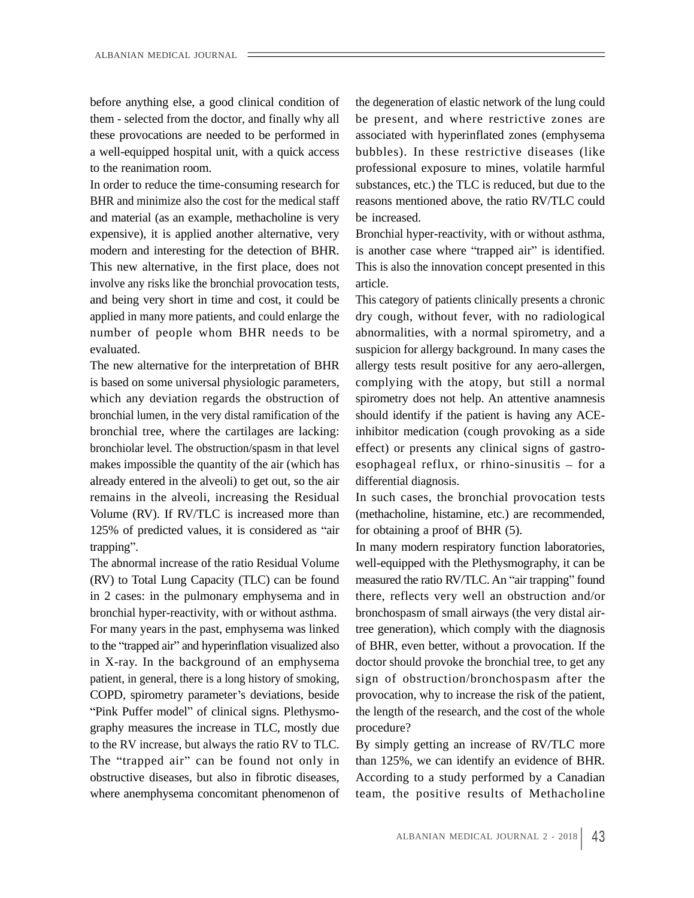before anything else, a good clinical condition of them - selected from the doctor, and finally why all these provocations are needed to be performed in a well-equipped hospital unit, with a quick access to the reanimation room.

In order to reduce the time-consuming research for BHR and minimize also the cost for the medical staff and material (as an example, methacholine is very expensive), it is applied another alternative, very modern and interesting for the detection of BHR. This new alternative, in the first place, does not involve any risks like the bronchial provocation tests, and being very short in time and cost, it could be applied in many more patients, and could enlarge the number of people whom BHR needs to be evaluated.

The new alternative for the interpretation of BHR is based on some universal physiologic parameters, which any deviation regards the obstruction of bronchial lumen, in the very distal ramification of the bronchial tree, where the cartilages are lacking: bronchiolar level. The obstruction/spasm in that level makes impossible the quantity of the air (which has already entered in the alveoli) to get out, so the air remains in the alveoli, increasing the Residual Volume (RV). If RV/TLC is increased more than 125% of predicted values, it is considered as "air trapping".

The abnormal increase of the ratio Residual Volume (RV) to Total Lung Capacity (TLC) can be found in 2 cases: in the pulmonary emphysema and in bronchial hyper-reactivity, with or without asthma.

For many years in the past, emphysema was linked to the "trapped air" and hyperinflation visualized also in X-ray. In the background of an emphysema patient, in general, there is a long history of smoking, COPD, spirometry parameter's deviations, beside "Pink Puffer model" of clinical signs. Plethysmography measures the increase in TLC, mostly due to the RV increase, but always the ratio RV to TLC. The "trapped air" can be found not only in obstructive diseases, but also in fibrotic diseases, where anemphysema concomitant phenomenon of the degeneration of elastic network of the lung could be present, and where restrictive zones are associated with hyperinflated zones (emphysema bubbles). In these restrictive diseases (like professional exposure to mines, volatile harmful substances, etc.) the TLC is reduced, but due to the reasons mentioned above, the ratio RV/TLC could be increased.

Bronchial hyper-reactivity, with or without asthma, is another case where "trapped air" is identified. This is also the innovation concept presented in this article.

This category of patients clinically presents a chronic dry cough, without fever, with no radiological abnormalities, with a normal spirometry, and a suspicion for allergy background. In many cases the allergy tests result positive for any aero-allergen, complying with the atopy, but still a normal spirometry does not help. An attentive anamnesis should identify if the patient is having any ACE-inhibitor medication (cough provoking as a side effect) or presents any clinical signs of gastro-esophageal reflux, or rhino-sinusitis – for a differential diagnosis.

In such cases, the bronchial provocation tests (methacholine, histamine, etc.) are recommended, for obtaining a proof of BHR (5).

In many modern respiratory function laboratories, well-equipped with the Plethysmography, it can be measured the ratio RV/TLC. An "air trapping" found there, reflects very well an obstruction and/or bronchospasm of small airways (the very distal air-tree generation), which comply with the diagnosis of BHR, even better, without a provocation. If the doctor should provoke the bronchial tree, to get any sign of obstruction/bronchospasm after the provocation, why to increase the risk of the patient, the length of the research, and the cost of the whole procedure?

By simply getting an increase of RV/TLC more than 125%, we can identify an evidence of BHR. According to a study performed by a Canadian team, the positive results of Methacholine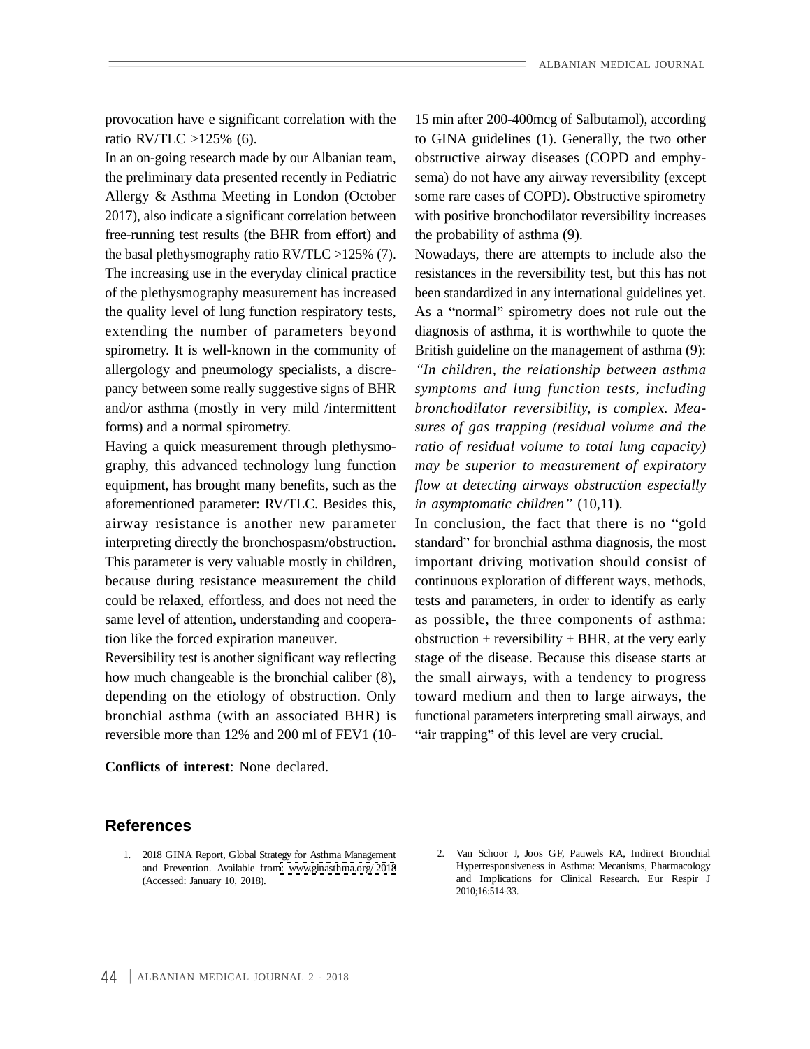provocation have e significant correlation with the ratio RV/TLC >125% (6).

In an on-going research made by our Albanian team, the preliminary data presented recently in Pediatric Allergy & Asthma Meeting in London (October 2017), also indicate a significant correlation between free-running test results (the BHR from effort) and the basal plethysmography ratio RV/TLC >125% (7). The increasing use in the everyday clinical practice of the plethysmography measurement has increased the quality level of lung function respiratory tests, extending the number of parameters beyond spirometry. It is well-known in the community of allergology and pneumology specialists, a discrepancy between some really suggestive signs of BHR and/or asthma (mostly in very mild /intermittent forms) and a normal spirometry.

Having a quick measurement through plethysmography, this advanced technology lung function equipment, has brought many benefits, such as the aforementioned parameter: RV/TLC. Besides this, airway resistance is another new parameter interpreting directly the bronchospasm/obstruction. This parameter is very valuable mostly in children, because during resistance measurement the child could be relaxed, effortless, and does not need the same level of attention, understanding and cooperation like the forced expiration maneuver.

Reversibility test is another significant way reflecting how much changeable is the bronchial caliber (8), depending on the etiology of obstruction. Only bronchial asthma (with an associated BHR) is reversible more than 12% and 200 ml of FEV1 (10-15 min after 200-400mcg of Salbutamol), according to GINA guidelines (1). Generally, the two other obstructive airway diseases (COPD and emphysema) do not have any airway reversibility (except some rare cases of COPD). Obstructive spirometry with positive bronchodilator reversibility increases the probability of asthma (9).

Nowadays, there are attempts to include also the resistances in the reversibility test, but this has not been standardized in any international guidelines yet. As a "normal" spirometry does not rule out the diagnosis of asthma, it is worthwhile to quote the British guideline on the management of asthma (9): *"In children, the relationship between asthma symptoms and lung function tests, including bronchodilator reversibility, is complex. Measures of gas trapping (residual volume and the ratio of residual volume to total lung capacity) may be superior to measurement of expiratory flow at detecting airways obstruction especially in asymptomatic children"* (10,11).

In conclusion, the fact that there is no "gold standard" for bronchial asthma diagnosis, the most important driving motivation should consist of continuous exploration of different ways, methods, tests and parameters, in order to identify as early as possible, the three components of asthma: obstruction + reversibility + BHR, at the very early stage of the disease. Because this disease starts at the small airways, with a tendency to progress toward medium and then to large airways, the functional parameters interpreting small airways, and "air trapping" of this level are very crucial.

**Conflicts of interest**: None declared.

## References

1. 2018 GINA Report, Global Strategy for Asthma Management and Prevention. Available from: www.ginasthma.org/ 2018 (Accessed: January 10, 2018).
2. Van Schoor J, Joos GF, Pauwels RA, Indirect Bronchial Hyperresponsiveness in Asthma: Mecanisms, Pharmacology and Implications for Clinical Research. Eur Respir J 2010;16:514-33.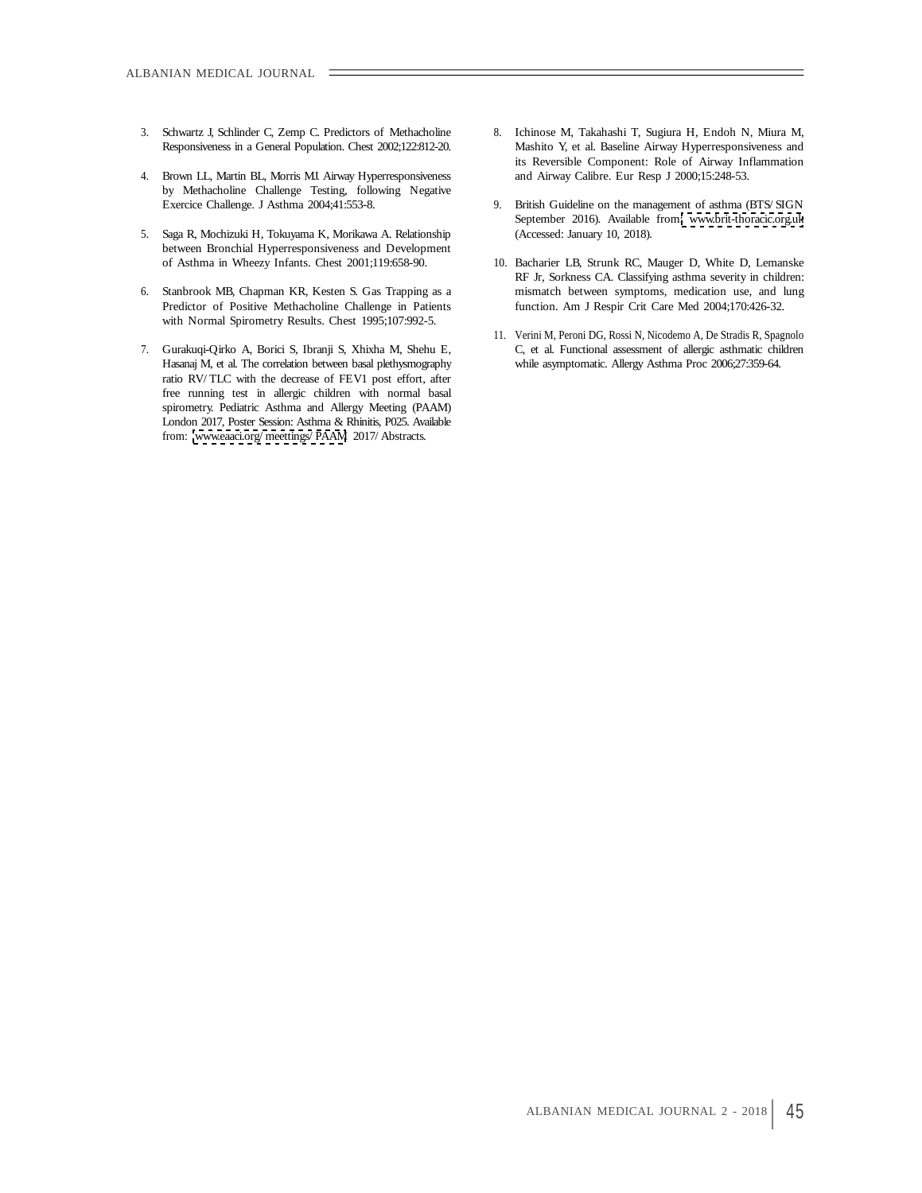3. Schwartz J, Schlinder C, Zemp C. Predictors of Methacholine Responsiveness in a General Population. Chest 2002;122:812-20.

4. Brown LL, Martin BL, Morris MJ. Airway Hyperresponsiveness by Methacholine Challenge Testing, following Negative Exercice Challenge. J Asthma 2004;41:553-8.

5. Saga R, Mochizuki H, Tokuyama K, Morikawa A. Relationship between Bronchial Hyperresponsiveness and Development of Asthma in Wheezy Infants. Chest 2001;119:658-90.

6. Stanbrook MB, Chapman KR, Kesten S. Gas Trapping as a Predictor of Positive Methacholine Challenge in Patients with Normal Spirometry Results. Chest 1995;107:992-5.

7. Gurakuqi-Qirko A, Borici S, Ibranji S, Xhixha M, Shehu E, Hasanaj M, et al. The correlation between basal plethysmography ratio RV/TLC with the decrease of FEV1 post effort, after free running test in allergic children with normal basal spirometry. Pediatric Asthma and Allergy Meeting (PAAM) London 2017, Poster Session: Asthma & Rhinitis, P025. Available from: www.eaaci.org/meettings/PAAM 2017/Abstracts.

8. Ichinose M, Takahashi T, Sugiura H, Endoh N, Miura M, Mashito Y, et al. Baseline Airway Hyperresponsiveness and its Reversible Component: Role of Airway Inflammation and Airway Calibre. Eur Resp J 2000;15:248-53.

9. British Guideline on the management of asthma (BTS/SIGN September 2016). Available from: www.brit-thoracic.org.uk (Accessed: January 10, 2018).

10. Bacharier LB, Strunk RC, Mauger D, White D, Lemanske RF Jr, Sorkness CA. Classifying asthma severity in children: mismatch between symptoms, medication use, and lung function. Am J Respir Crit Care Med 2004;170:426-32.

11. Verini M, Peroni DG, Rossi N, Nicodemo A, De Stradis R, Spagnolo C, et al. Functional assessment of allergic asthmatic children while asymptomatic. Allergy Asthma Proc 2006;27:359-64.